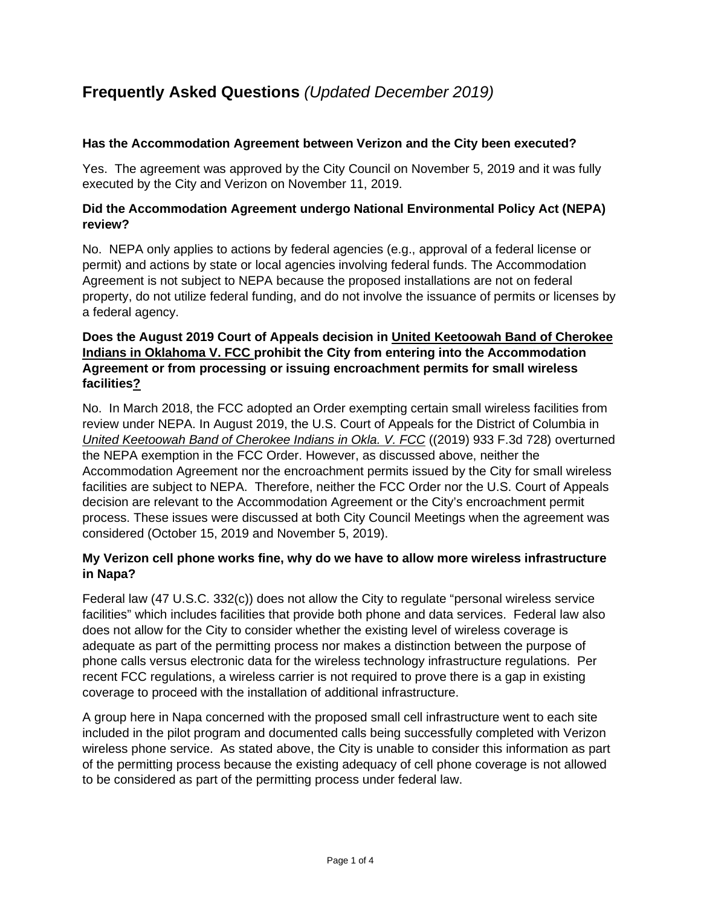# **Frequently Asked Questions** *(Updated December 2019)*

**Has the Accommodation Agreement between Verizon and the City been executed?**

Yes. The agreement was approved by the City Council on November 5, 2019 and it was fully executed by the City and Verizon on November 11, 2019.

**Did the Accommodation Agreement undergo National Environmental Policy Act (NEPA) review?**

No. NEPA only applies to actions by federal agencies (e.g., approval of a federal license or permit) and actions by state or local agencies involving federal funds. The Accommodation Agreement is not subject to NEPA because the proposed installations are not on federal property, do not utilize federal funding, and do not involve the issuance of permits or licenses by a federal agency.

**Does the August 2019 Court of Appeals decision in United Keetoowah Band of Cherokee Indians in Oklahoma V. FCC prohibit the City from entering into the Accommodation Agreement or from processing or issuing encroachment permits for small wireless facilities?**

No. In March 2018, the FCC adopted an Order exempting certain small wireless facilities from review under NEPA. In August 2019, the U.S. Court of Appeals for the District of Columbia in *United Keetoowah Band of Cherokee Indians in Okla. V. FCC* ((2019) 933 F.3d 728) overturned the NEPA exemption in the FCC Order. However, as discussed above, neither the Accommodation Agreement nor the encroachment permits issued by the City for small wireless facilities are subject to NEPA. Therefore, neither the FCC Order nor the U.S. Court of Appeals decision are relevant to the Accommodation Agreement or the City's encroachment permit process. These issues were discussed at both City Council Meetings when the agreement was considered (October 15, 2019 and November 5, 2019).

**My Verizon cell phone works fine, why do we have to allow more wireless infrastructure in Napa?**

Federal law (47 U.S.C. 332(c)) does not allow the City to regulate "personal wireless service facilities" which includes facilities that provide both phone and data services. Federal law also does not allow for the City to consider whether the existing level of wireless coverage is adequate as part of the permitting process nor makes a distinction between the purpose of phone calls versus electronic data for the wireless technology infrastructure regulations. Per recent FCC regulations, a wireless carrier is not required to prove there is a gap in existing coverage to proceed with the installation of additional infrastructure.

A group here in Napa concerned with the proposed small cell infrastructure went to each site included in the pilot program and documented calls being successfully completed with Verizon wireless phone service. As stated above, the City is unable to consider this information as part of the permitting process because the existing adequacy of cell phone coverage is not allowed to be considered as part of the permitting process under federal law.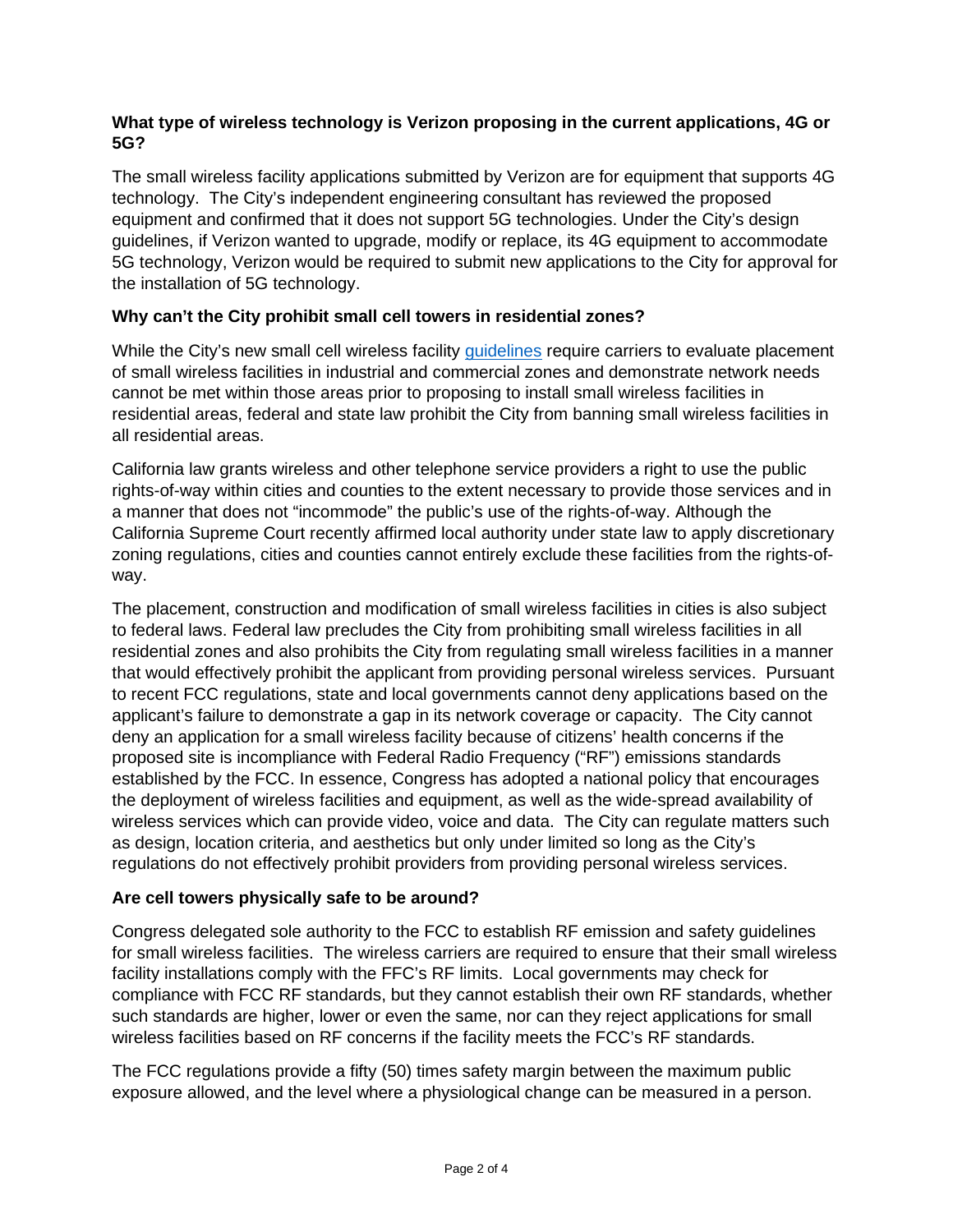**What type of wireless technology is Verizon proposing in the current applications, 4G or 5G?**

The small wireless facility applications submitted by Verizon are for equipment that supports 4G technology. The City's independent engineering consultant has reviewed the proposed equipment and confirmed that it does not support 5G technologies. Under the City's design guidelines, if Verizon wanted to upgrade, modify or replace, its 4G equipment to accommodate 5G technology, Verizon would be required to submit new applications to the City for approval for the installation of 5G technology.

**Why can't the City prohibit small cell towers in residential zones?**

While the City's new small cell wireless facility guidelines require carriers to evaluate placement of small wireless facilities in industrial and commercial zones and demonstrate network needs cannot be met within those areas prior to proposing to install small wireless facilities in residential areas, federal and state law prohibit the City from banning small wireless facilities in all residential areas.

California law grants wireless and other telephone service providers a right to use the public rights-of-way within cities and counties to the extent necessary to provide those services and in a manner that does not "incommode" the public's use of the rights-of-way. Although the California Supreme Court recently affirmed local authority under state law to apply discretionary zoning regulations, cities and counties cannot entirely exclude these facilities from the rights-of-way.

The placement, construction and modification of small wireless facilities in cities is also subject to federal laws. Federal law precludes the City from prohibiting small wireless facilities in all residential zones and also prohibits the City from regulating small wireless facilities in a manner that would effectively prohibit the applicant from providing personal wireless services. Pursuant to recent FCC regulations, state and local governments cannot deny applications based on the applicant's failure to demonstrate a gap in its network coverage or capacity. The City cannot deny an application for a small wireless facility because of citizens' health concerns if the proposed site is incompliance with Federal Radio Frequency ("RF") emissions standards established by the FCC. In essence, Congress has adopted a national policy that encourages the deployment of wireless facilities and equipment, as well as the wide-spread availability of wireless services which can provide video, voice and data. The City can regulate matters such as design, location criteria, and aesthetics but only under limited so long as the City's regulations do not effectively prohibit providers from providing personal wireless services.

**Are cell towers physically safe to be around?**

Congress delegated sole authority to the FCC to establish RF emission and safety guidelines for small wireless facilities. The wireless carriers are required to ensure that their small wireless facility installations comply with the FFC's RF limits. Local governments may check for compliance with FCC RF standards, but they cannot establish their own RF standards, whether such standards are higher, lower or even the same, nor can they reject applications for small wireless facilities based on RF concerns if the facility meets the FCC's RF standards.

The FCC regulations provide a fifty (50) times safety margin between the maximum public exposure allowed, and the level where a physiological change can be measured in a person.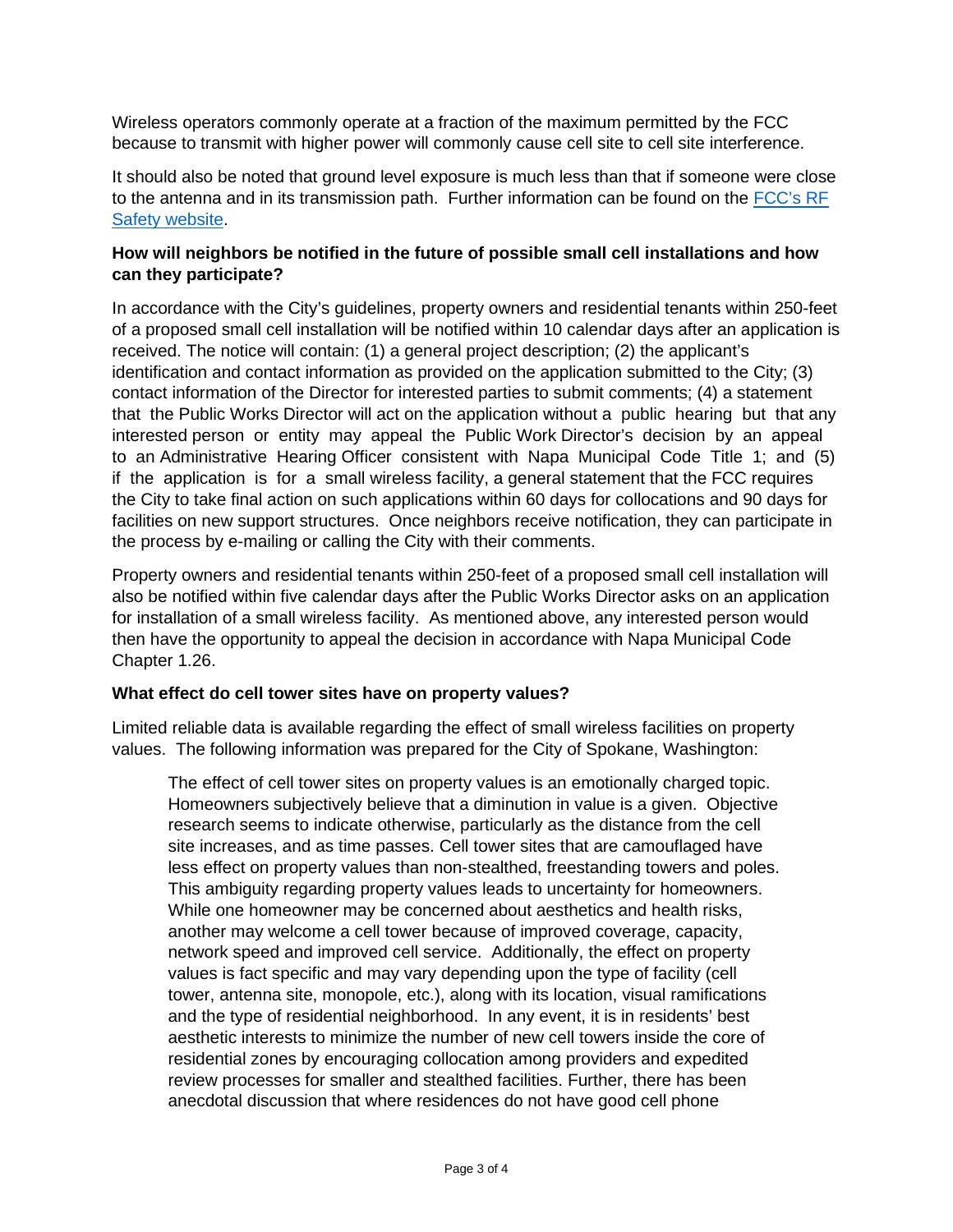Wireless operators commonly operate at a fraction of the maximum permitted by the FCC because to transmit with higher power will commonly cause cell site to cell site interference.

It should also be noted that ground level exposure is much less than that if someone were close to the antenna and in its transmission path. Further information can be found on the [FCC's RF Safety website](#).

**How will neighbors be notified in the future of possible small cell installations and how can they participate?**

In accordance with the City's guidelines, property owners and residential tenants within 250-feet of a proposed small cell installation will be notified within 10 calendar days after an application is received. The notice will contain: (1) a general project description; (2) the applicant's identification and contact information as provided on the application submitted to the City; (3) contact information of the Director for interested parties to submit comments; (4) a statement that the Public Works Director will act on the application without a public hearing but that any interested person or entity may appeal the Public Work Director's decision by an appeal to an Administrative Hearing Officer consistent with Napa Municipal Code Title 1; and (5) if the application is for a small wireless facility, a general statement that the FCC requires the City to take final action on such applications within 60 days for collocations and 90 days for facilities on new support structures. Once neighbors receive notification, they can participate in the process by e-mailing or calling the City with their comments.

Property owners and residential tenants within 250-feet of a proposed small cell installation will also be notified within five calendar days after the Public Works Director asks on an application for installation of a small wireless facility. As mentioned above, any interested person would then have the opportunity to appeal the decision in accordance with Napa Municipal Code Chapter 1.26.

**What effect do cell tower sites have on property values?**

Limited reliable data is available regarding the effect of small wireless facilities on property values. The following information was prepared for the City of Spokane, Washington:

> The effect of cell tower sites on property values is an emotionally charged topic. Homeowners subjectively believe that a diminution in value is a given. Objective research seems to indicate otherwise, particularly as the distance from the cell site increases, and as time passes. Cell tower sites that are camouflaged have less effect on property values than non-stealthed, freestanding towers and poles. This ambiguity regarding property values leads to uncertainty for homeowners. While one homeowner may be concerned about aesthetics and health risks, another may welcome a cell tower because of improved coverage, capacity, network speed and improved cell service. Additionally, the effect on property values is fact specific and may vary depending upon the type of facility (cell tower, antenna site, monopole, etc.), along with its location, visual ramifications and the type of residential neighborhood. In any event, it is in residents' best aesthetic interests to minimize the number of new cell towers inside the core of residential zones by encouraging collocation among providers and expedited review processes for smaller and stealthed facilities. Further, there has been anecdotal discussion that where residences do not have good cell phone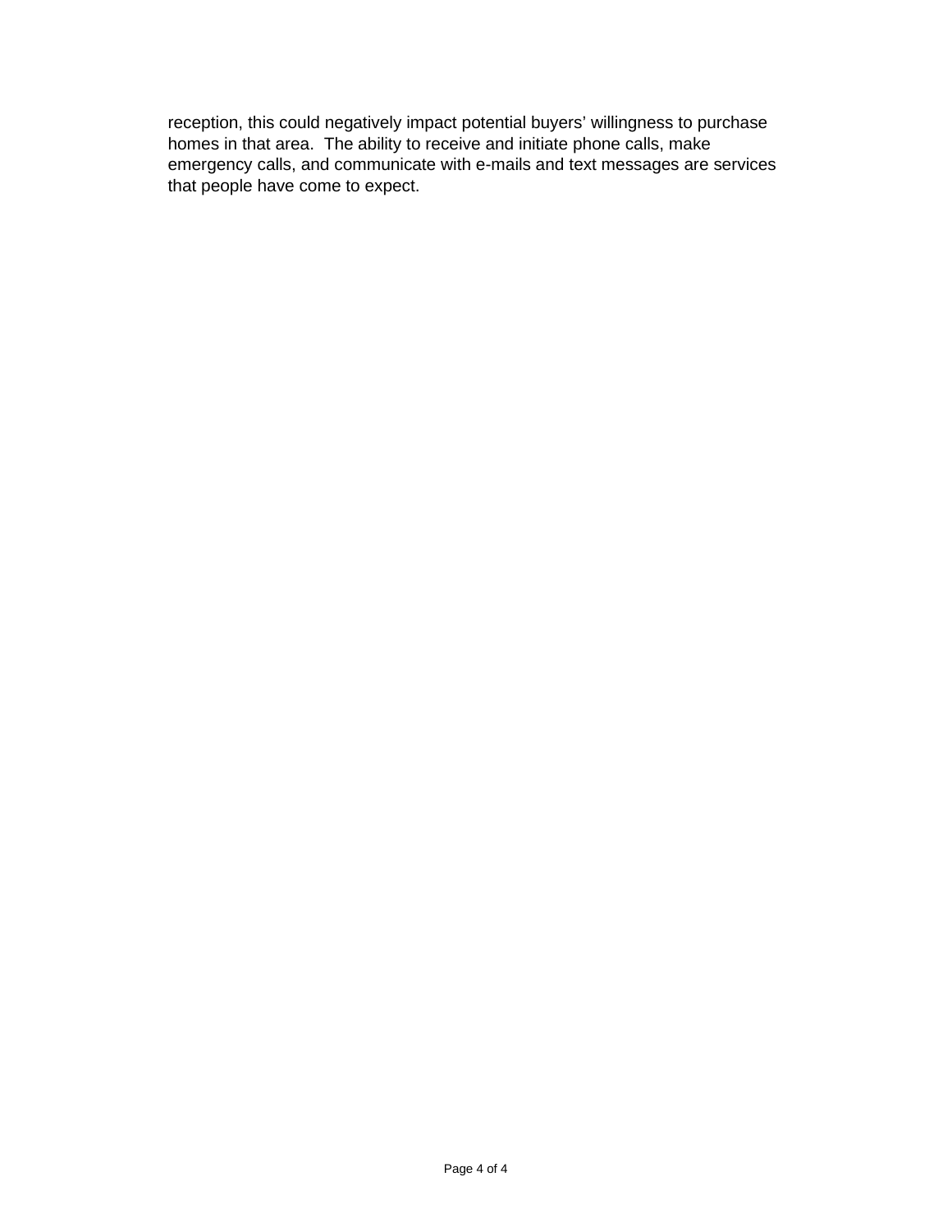reception, this could negatively impact potential buyers' willingness to purchase homes in that area. The ability to receive and initiate phone calls, make emergency calls, and communicate with e-mails and text messages are services that people have come to expect.